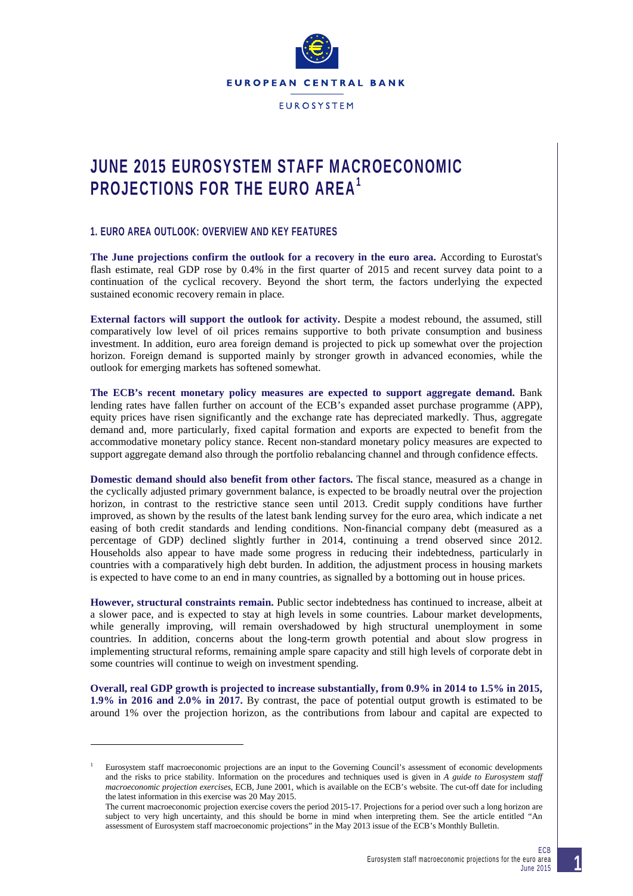# JUNE 2015 EUROSYSTEM STAFF MACROECONOMIC PROJECTIONS FOR THE EURO AREA[1]

## 1. EURO AREA OUTLOOK: OVERVIEW AND KEY FEATURES

**The June projections confirm the outlook for a recovery in the euro area.** According to Eurostat's flash estimate, real GDP rose by 0.4% in the first quarter of 2015 and recent survey data point to a continuation of the cyclical recovery. Beyond the short term, the factors underlying the expected sustained economic recovery remain in place.

**External factors will support the outlook for activity.** Despite a modest rebound, the assumed, still comparatively low level of oil prices remains supportive to both private consumption and business investment. In addition, euro area foreign demand is projected to pick up somewhat over the projection horizon. Foreign demand is supported mainly by stronger growth in advanced economies, while the outlook for emerging markets has softened somewhat.

**The ECB's recent monetary policy measures are expected to support aggregate demand.** Bank lending rates have fallen further on account of the ECB's expanded asset purchase programme (APP), equity prices have risen significantly and the exchange rate has depreciated markedly. Thus, aggregate demand and, more particularly, fixed capital formation and exports are expected to benefit from the accommodative monetary policy stance. Recent non-standard monetary policy measures are expected to support aggregate demand also through the portfolio rebalancing channel and through confidence effects.

**Domestic demand should also benefit from other factors.** The fiscal stance, measured as a change in the cyclically adjusted primary government balance, is expected to be broadly neutral over the projection horizon, in contrast to the restrictive stance seen until 2013. Credit supply conditions have further improved, as shown by the results of the latest bank lending survey for the euro area, which indicate a net easing of both credit standards and lending conditions. Non-financial company debt (measured as a percentage of GDP) declined slightly further in 2014, continuing a trend observed since 2012. Households also appear to have made some progress in reducing their indebtedness, particularly in countries with a comparatively high debt burden. In addition, the adjustment process in housing markets is expected to have come to an end in many countries, as signalled by a bottoming out in house prices.

**However, structural constraints remain.** Public sector indebtedness has continued to increase, albeit at a slower pace, and is expected to stay at high levels in some countries. Labour market developments, while generally improving, will remain overshadowed by high structural unemployment in some countries. In addition, concerns about the long-term growth potential and about slow progress in implementing structural reforms, remaining ample spare capacity and still high levels of corporate debt in some countries will continue to weigh on investment spending.

**Overall, real GDP growth is projected to increase substantially, from 0.9% in 2014 to 1.5% in 2015, 1.9% in 2016 and 2.0% in 2017.** By contrast, the pace of potential output growth is estimated to be around 1% over the projection horizon, as the contributions from labour and capital are expected to

---

[1] Eurosystem staff macroeconomic projections are an input to the Governing Council's assessment of economic developments and the risks to price stability. Information on the procedures and techniques used is given in *A guide to Eurosystem staff macroeconomic projection exercises*, ECB, June 2001, which is available on the ECB's website. The cut-off date for including the latest information in this exercise was 20 May 2015.

The current macroeconomic projection exercise covers the period 2015-17. Projections for a period over such a long horizon are subject to very high uncertainty, and this should be borne in mind when interpreting them. See the article entitled "An assessment of Eurosystem staff macroeconomic projections" in the May 2013 issue of the ECB's Monthly Bulletin.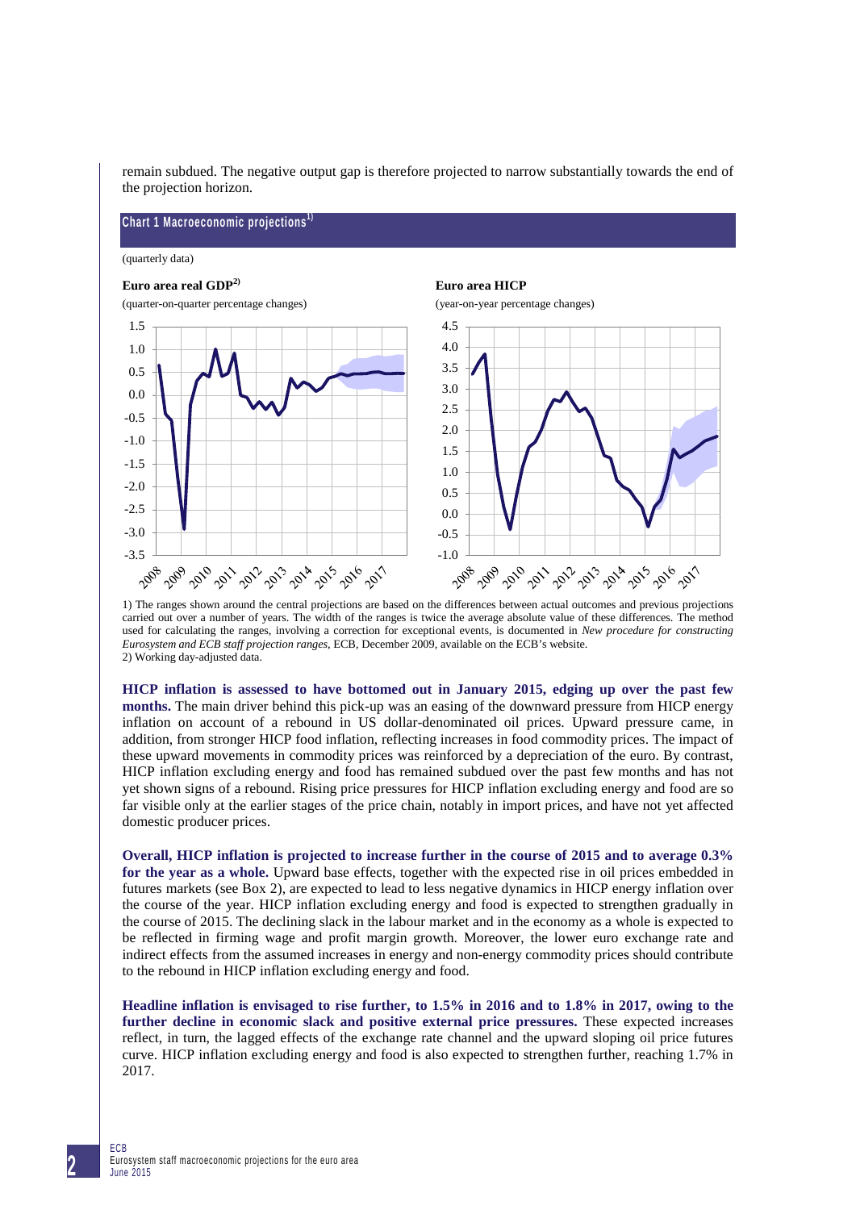remain subdued. The negative output gap is therefore projected to narrow substantially towards the end of the projection horizon.

**Chart 1 Macroeconomic projections**[1]

(quarterly data)

**Euro area real GDP**[2]

(quarter-on-quarter percentage changes)

**Euro area HICP**

(year-on-year percentage changes)

1) The ranges shown around the central projections are based on the differences between actual outcomes and previous projections carried out over a number of years. The width of the ranges is twice the average absolute value of these differences. The method used for calculating the ranges, involving a correction for exceptional events, is documented in *New procedure for constructing Eurosystem and ECB staff projection ranges*, ECB, December 2009, available on the ECB's website.
2) Working day-adjusted data.

**HICP inflation is assessed to have bottomed out in January 2015, edging up over the past few months.** The main driver behind this pick-up was an easing of the downward pressure from HICP energy inflation on account of a rebound in US dollar-denominated oil prices. Upward pressure came, in addition, from stronger HICP food inflation, reflecting increases in food commodity prices. The impact of these upward movements in commodity prices was reinforced by a depreciation of the euro. By contrast, HICP inflation excluding energy and food has remained subdued over the past few months and has not yet shown signs of a rebound. Rising price pressures for HICP inflation excluding energy and food are so far visible only at the earlier stages of the price chain, notably in import prices, and have not yet affected domestic producer prices.

**Overall, HICP inflation is projected to increase further in the course of 2015 and to average 0.3% for the year as a whole.** Upward base effects, together with the expected rise in oil prices embedded in futures markets (see Box 2), are expected to lead to less negative dynamics in HICP energy inflation over the course of the year. HICP inflation excluding energy and food is expected to strengthen gradually in the course of 2015. The declining slack in the labour market and in the economy as a whole is expected to be reflected in firming wage and profit margin growth. Moreover, the lower euro exchange rate and indirect effects from the assumed increases in energy and non-energy commodity prices should contribute to the rebound in HICP inflation excluding energy and food.

**Headline inflation is envisaged to rise further, to 1.5% in 2016 and to 1.8% in 2017, owing to the further decline in economic slack and positive external price pressures.** These expected increases reflect, in turn, the lagged effects of the exchange rate channel and the upward sloping oil price futures curve. HICP inflation excluding energy and food is also expected to strengthen further, reaching 1.7% in 2017.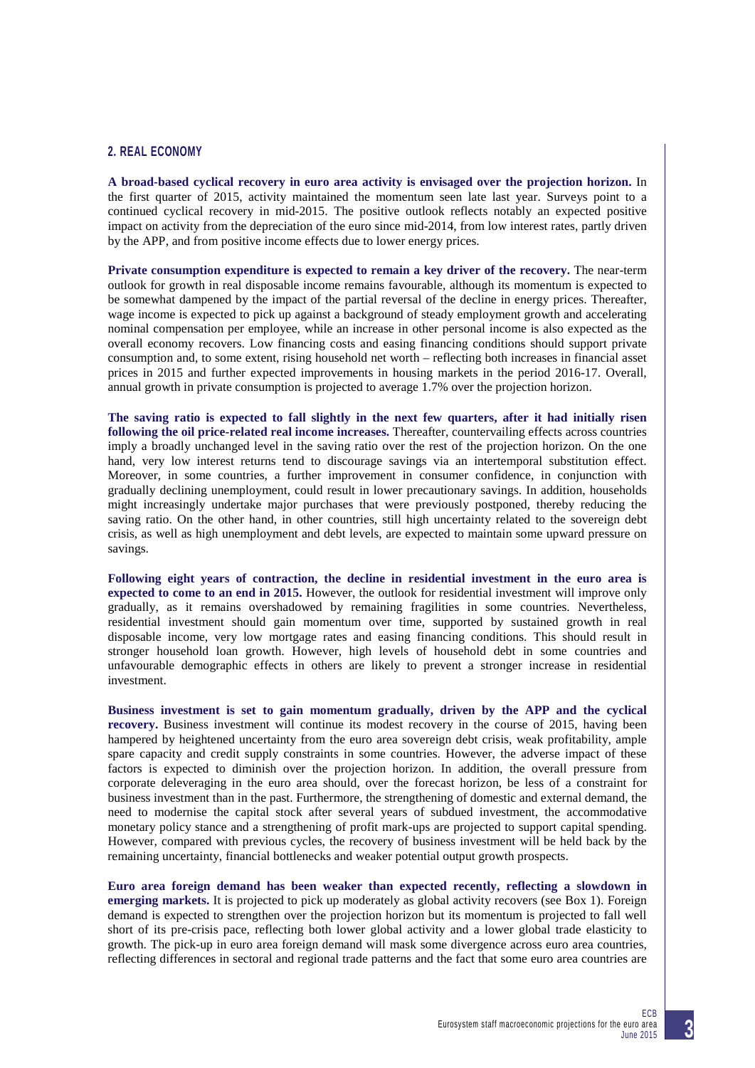## 2. REAL ECONOMY

**A broad-based cyclical recovery in euro area activity is envisaged over the projection horizon.** In the first quarter of 2015, activity maintained the momentum seen late last year. Surveys point to a continued cyclical recovery in mid-2015. The positive outlook reflects notably an expected positive impact on activity from the depreciation of the euro since mid-2014, from low interest rates, partly driven by the APP, and from positive income effects due to lower energy prices.

**Private consumption expenditure is expected to remain a key driver of the recovery.** The near-term outlook for growth in real disposable income remains favourable, although its momentum is expected to be somewhat dampened by the impact of the partial reversal of the decline in energy prices. Thereafter, wage income is expected to pick up against a background of steady employment growth and accelerating nominal compensation per employee, while an increase in other personal income is also expected as the overall economy recovers. Low financing costs and easing financing conditions should support private consumption and, to some extent, rising household net worth – reflecting both increases in financial asset prices in 2015 and further expected improvements in housing markets in the period 2016-17. Overall, annual growth in private consumption is projected to average 1.7% over the projection horizon.

**The saving ratio is expected to fall slightly in the next few quarters, after it had initially risen following the oil price-related real income increases.** Thereafter, countervailing effects across countries imply a broadly unchanged level in the saving ratio over the rest of the projection horizon. On the one hand, very low interest returns tend to discourage savings via an intertemporal substitution effect. Moreover, in some countries, a further improvement in consumer confidence, in conjunction with gradually declining unemployment, could result in lower precautionary savings. In addition, households might increasingly undertake major purchases that were previously postponed, thereby reducing the saving ratio. On the other hand, in other countries, still high uncertainty related to the sovereign debt crisis, as well as high unemployment and debt levels, are expected to maintain some upward pressure on savings.

**Following eight years of contraction, the decline in residential investment in the euro area is expected to come to an end in 2015.** However, the outlook for residential investment will improve only gradually, as it remains overshadowed by remaining fragilities in some countries. Nevertheless, residential investment should gain momentum over time, supported by sustained growth in real disposable income, very low mortgage rates and easing financing conditions. This should result in stronger household loan growth. However, high levels of household debt in some countries and unfavourable demographic effects in others are likely to prevent a stronger increase in residential investment.

**Business investment is set to gain momentum gradually, driven by the APP and the cyclical recovery.** Business investment will continue its modest recovery in the course of 2015, having been hampered by heightened uncertainty from the euro area sovereign debt crisis, weak profitability, ample spare capacity and credit supply constraints in some countries. However, the adverse impact of these factors is expected to diminish over the projection horizon. In addition, the overall pressure from corporate deleveraging in the euro area should, over the forecast horizon, be less of a constraint for business investment than in the past. Furthermore, the strengthening of domestic and external demand, the need to modernise the capital stock after several years of subdued investment, the accommodative monetary policy stance and a strengthening of profit mark-ups are projected to support capital spending. However, compared with previous cycles, the recovery of business investment will be held back by the remaining uncertainty, financial bottlenecks and weaker potential output growth prospects.

**Euro area foreign demand has been weaker than expected recently, reflecting a slowdown in emerging markets.** It is projected to pick up moderately as global activity recovers (see Box 1). Foreign demand is expected to strengthen over the projection horizon but its momentum is projected to fall well short of its pre-crisis pace, reflecting both lower global activity and a lower global trade elasticity to growth. The pick-up in euro area foreign demand will mask some divergence across euro area countries, reflecting differences in sectoral and regional trade patterns and the fact that some euro area countries are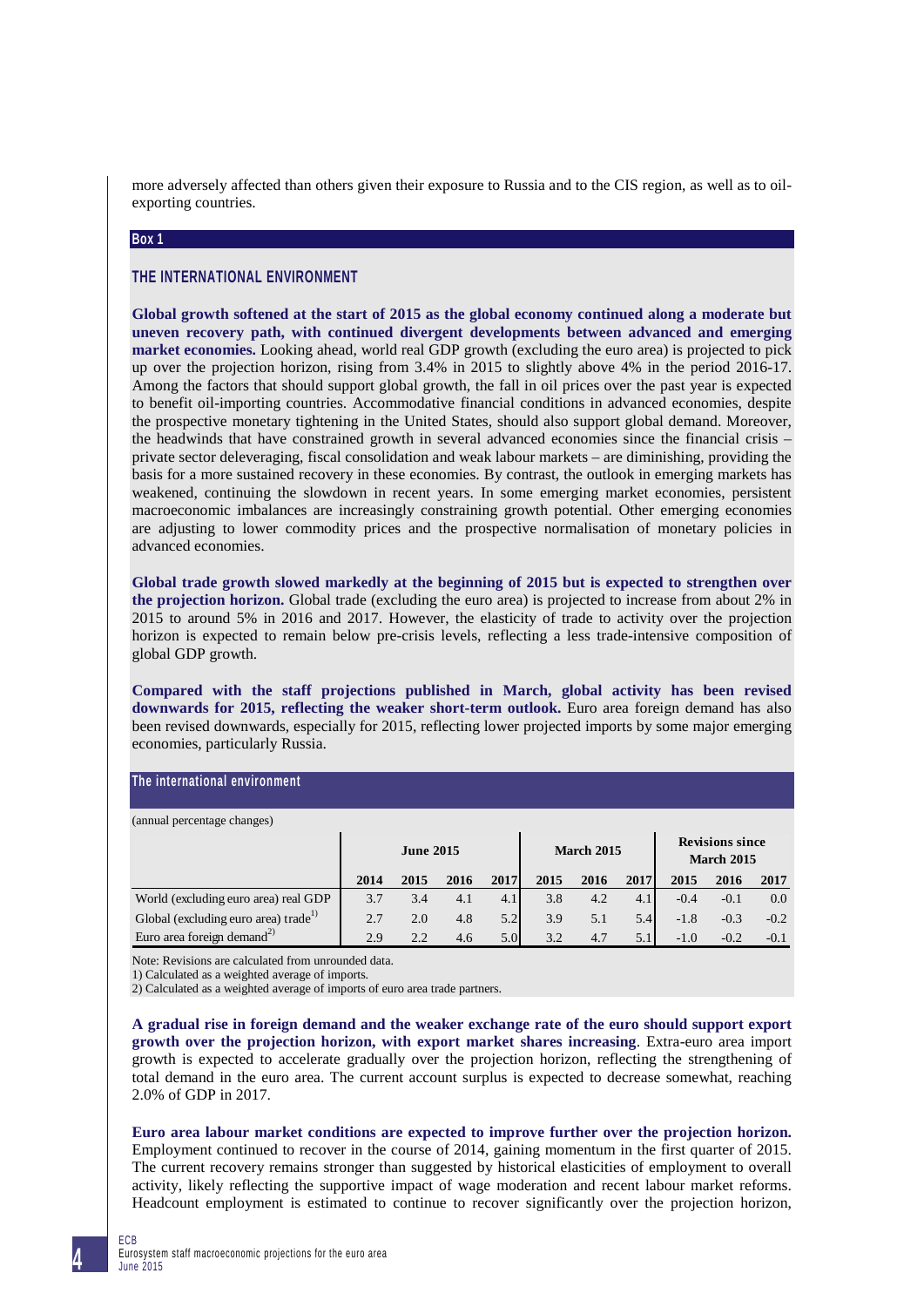more adversely affected than others given their exposure to Russia and to the CIS region, as well as to oil-exporting countries.

**Box 1**

## THE INTERNATIONAL ENVIRONMENT

**Global growth softened at the start of 2015 as the global economy continued along a moderate but uneven recovery path, with continued divergent developments between advanced and emerging market economies.** Looking ahead, world real GDP growth (excluding the euro area) is projected to pick up over the projection horizon, rising from 3.4% in 2015 to slightly above 4% in the period 2016-17. Among the factors that should support global growth, the fall in oil prices over the past year is expected to benefit oil-importing countries. Accommodative financial conditions in advanced economies, despite the prospective monetary tightening in the United States, should also support global demand. Moreover, the headwinds that have constrained growth in several advanced economies since the financial crisis – private sector deleveraging, fiscal consolidation and weak labour markets – are diminishing, providing the basis for a more sustained recovery in these economies. By contrast, the outlook in emerging markets has weakened, continuing the slowdown in recent years. In some emerging market economies, persistent macroeconomic imbalances are increasingly constraining growth potential. Other emerging economies are adjusting to lower commodity prices and the prospective normalisation of monetary policies in advanced economies.

**Global trade growth slowed markedly at the beginning of 2015 but is expected to strengthen over the projection horizon.** Global trade (excluding the euro area) is projected to increase from about 2% in 2015 to around 5% in 2016 and 2017. However, the elasticity of trade to activity over the projection horizon is expected to remain below pre-crisis levels, reflecting a less trade-intensive composition of global GDP growth.

**Compared with the staff projections published in March, global activity has been revised downwards for 2015, reflecting the weaker short-term outlook.** Euro area foreign demand has also been revised downwards, especially for 2015, reflecting lower projected imports by some major emerging economies, particularly Russia.

**The international environment**

(annual percentage changes)

| | June 2015 | | | | March 2015 | | | Revisions since March 2015 | | |
|---|---|---|---|---|---|---|---|---|---|---|
| | 2014 | 2015 | 2016 | 2017 | 2015 | 2016 | 2017 | 2015 | 2016 | 2017 |
| World (excluding euro area) real GDP | 3.7 | 3.4 | 4.1 | 4.1 | 3.8 | 4.2 | 4.1 | -0.4 | -0.1 | 0.0 |
| Global (excluding euro area) trade[1] | 2.7 | 2.0 | 4.8 | 5.2 | 3.9 | 5.1 | 5.4 | -1.8 | -0.3 | -0.2 |
| Euro area foreign demand[2] | 2.9 | 2.2 | 4.6 | 5.0 | 3.2 | 4.7 | 5.1 | -1.0 | -0.2 | -0.1 |

Note: Revisions are calculated from unrounded data.
1) Calculated as a weighted average of imports.
2) Calculated as a weighted average of imports of euro area trade partners.

**A gradual rise in foreign demand and the weaker exchange rate of the euro should support export growth over the projection horizon, with export market shares increasing**. Extra-euro area import growth is expected to accelerate gradually over the projection horizon, reflecting the strengthening of total demand in the euro area. The current account surplus is expected to decrease somewhat, reaching 2.0% of GDP in 2017.

**Euro area labour market conditions are expected to improve further over the projection horizon.** Employment continued to recover in the course of 2014, gaining momentum in the first quarter of 2015. The current recovery remains stronger than suggested by historical elasticities of employment to overall activity, likely reflecting the supportive impact of wage moderation and recent labour market reforms. Headcount employment is estimated to continue to recover significantly over the projection horizon,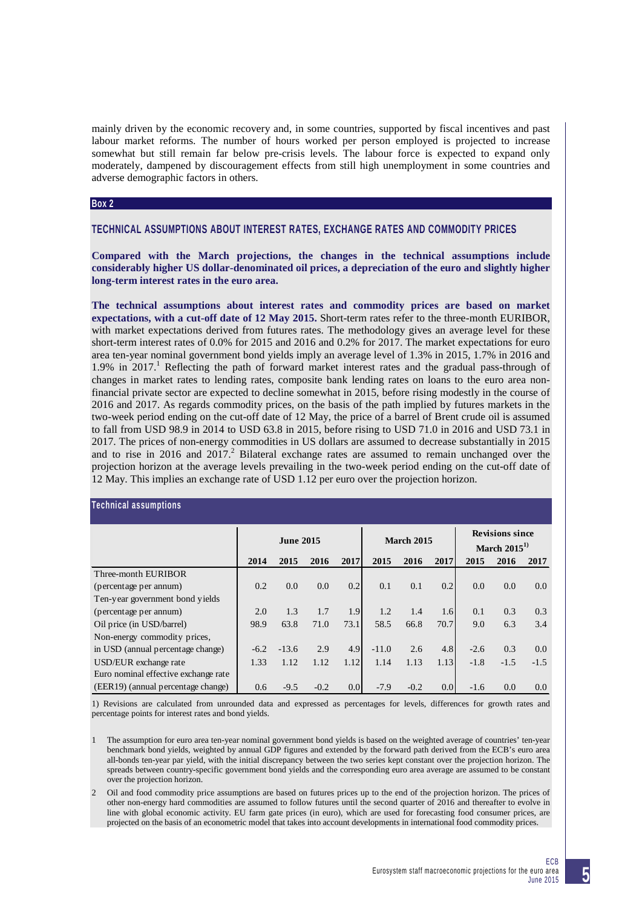mainly driven by the economic recovery and, in some countries, supported by fiscal incentives and past labour market reforms. The number of hours worked per person employed is projected to increase somewhat but still remain far below pre-crisis levels. The labour force is expected to expand only moderately, dampened by discouragement effects from still high unemployment in some countries and adverse demographic factors in others.

**Box 2**

## TECHNICAL ASSUMPTIONS ABOUT INTEREST RATES, EXCHANGE RATES AND COMMODITY PRICES

**Compared with the March projections, the changes in the technical assumptions include considerably higher US dollar-denominated oil prices, a depreciation of the euro and slightly higher long-term interest rates in the euro area.**

**The technical assumptions about interest rates and commodity prices are based on market expectations, with a cut-off date of 12 May 2015.** Short-term rates refer to the three-month EURIBOR, with market expectations derived from futures rates. The methodology gives an average level for these short-term interest rates of 0.0% for 2015 and 2016 and 0.2% for 2017. The market expectations for euro area ten-year nominal government bond yields imply an average level of 1.3% in 2015, 1.7% in 2016 and 1.9% in 2017.[1] Reflecting the path of forward market interest rates and the gradual pass-through of changes in market rates to lending rates, composite bank lending rates on loans to the euro area non-financial private sector are expected to decline somewhat in 2015, before rising modestly in the course of 2016 and 2017. As regards commodity prices, on the basis of the path implied by futures markets in the two-week period ending on the cut-off date of 12 May, the price of a barrel of Brent crude oil is assumed to fall from USD 98.9 in 2014 to USD 63.8 in 2015, before rising to USD 71.0 in 2016 and USD 73.1 in 2017. The prices of non-energy commodities in US dollars are assumed to decrease substantially in 2015 and to rise in 2016 and 2017.[2] Bilateral exchange rates are assumed to remain unchanged over the projection horizon at the average levels prevailing in the two-week period ending on the cut-off date of 12 May. This implies an exchange rate of USD 1.12 per euro over the projection horizon.

**Technical assumptions**

| | June 2015 | | | | March 2015 | | | Revisions since March 2015[1)] | | |
|---|---|---|---|---|---|---|---|---|---|---|
| | 2014 | 2015 | 2016 | 2017 | 2015 | 2016 | 2017 | 2015 | 2016 | 2017 |
| Three-month EURIBOR (percentage per annum) | 0.2 | 0.0 | 0.0 | 0.2 | 0.1 | 0.1 | 0.2 | 0.0 | 0.0 | 0.0 |
| Ten-year government bond yields (percentage per annum) | 2.0 | 1.3 | 1.7 | 1.9 | 1.2 | 1.4 | 1.6 | 0.1 | 0.3 | 0.3 |
| Oil price (in USD/barrel) | 98.9 | 63.8 | 71.0 | 73.1 | 58.5 | 66.8 | 70.7 | 9.0 | 6.3 | 3.4 |
| Non-energy commodity prices, in USD (annual percentage change) | -6.2 | -13.6 | 2.9 | 4.9 | -11.0 | 2.6 | 4.8 | -2.6 | 0.3 | 0.0 |
| USD/EUR exchange rate | 1.33 | 1.12 | 1.12 | 1.12 | 1.14 | 1.13 | 1.13 | -1.8 | -1.5 | -1.5 |
| Euro nominal effective exchange rate (EER19) (annual percentage change) | 0.6 | -9.5 | -0.2 | 0.0 | -7.9 | -0.2 | 0.0 | -1.6 | 0.0 | 0.0 |

1) Revisions are calculated from unrounded data and expressed as percentages for levels, differences for growth rates and percentage points for interest rates and bond yields.

1 The assumption for euro area ten-year nominal government bond yields is based on the weighted average of countries' ten-year benchmark bond yields, weighted by annual GDP figures and extended by the forward path derived from the ECB's euro area all-bonds ten-year par yield, with the initial discrepancy between the two series kept constant over the projection horizon. The spreads between country-specific government bond yields and the corresponding euro area average are assumed to be constant over the projection horizon.

2 Oil and food commodity price assumptions are based on futures prices up to the end of the projection horizon. The prices of other non-energy hard commodities are assumed to follow futures until the second quarter of 2016 and thereafter to evolve in line with global economic activity. EU farm gate prices (in euro), which are used for forecasting food consumer prices, are projected on the basis of an econometric model that takes into account developments in international food commodity prices.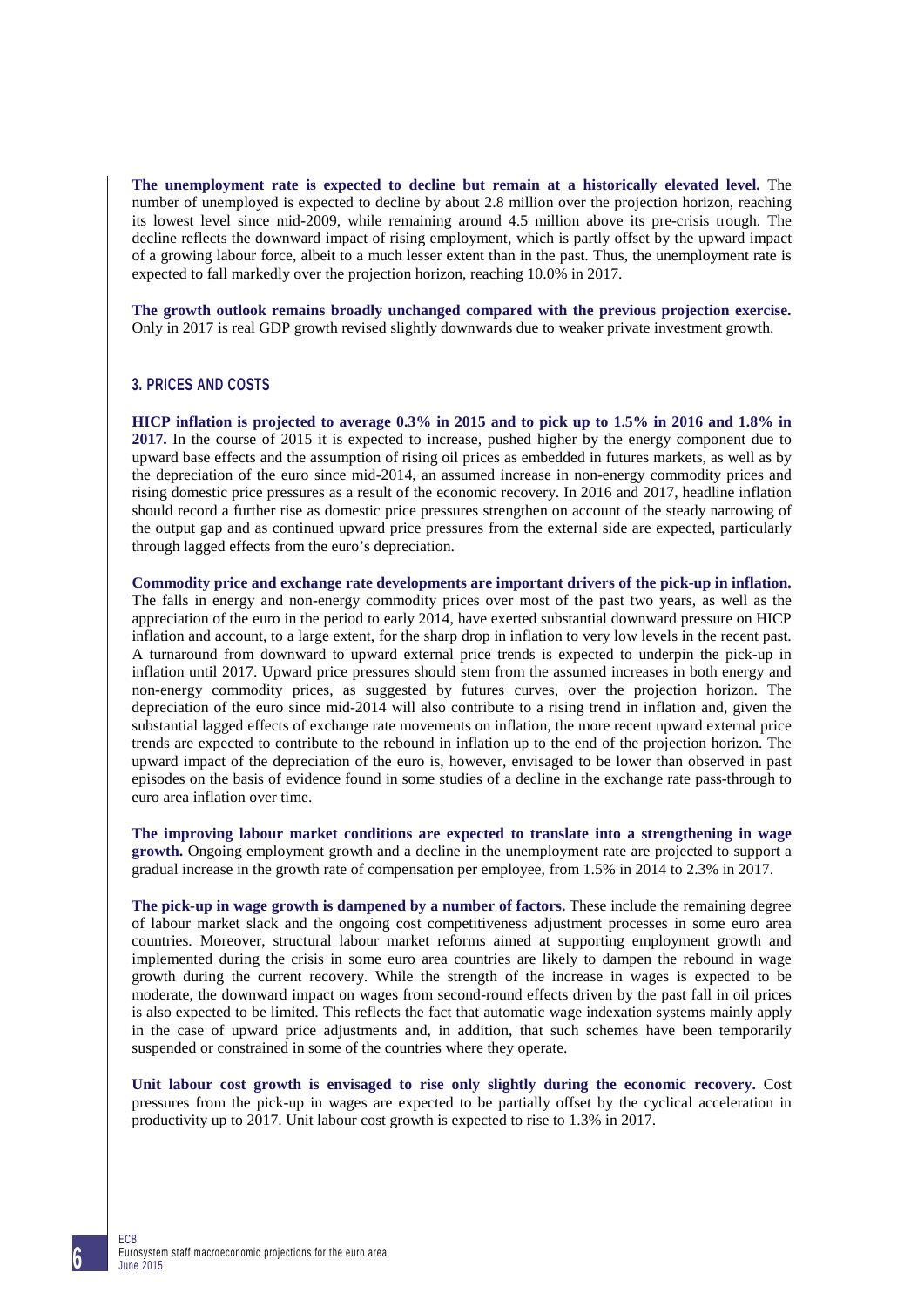**The unemployment rate is expected to decline but remain at a historically elevated level.** The number of unemployed is expected to decline by about 2.8 million over the projection horizon, reaching its lowest level since mid-2009, while remaining around 4.5 million above its pre-crisis trough. The decline reflects the downward impact of rising employment, which is partly offset by the upward impact of a growing labour force, albeit to a much lesser extent than in the past. Thus, the unemployment rate is expected to fall markedly over the projection horizon, reaching 10.0% in 2017.

**The growth outlook remains broadly unchanged compared with the previous projection exercise.** Only in 2017 is real GDP growth revised slightly downwards due to weaker private investment growth.

## 3. PRICES AND COSTS

**HICP inflation is projected to average 0.3% in 2015 and to pick up to 1.5% in 2016 and 1.8% in 2017.** In the course of 2015 it is expected to increase, pushed higher by the energy component due to upward base effects and the assumption of rising oil prices as embedded in futures markets, as well as by the depreciation of the euro since mid-2014, an assumed increase in non-energy commodity prices and rising domestic price pressures as a result of the economic recovery. In 2016 and 2017, headline inflation should record a further rise as domestic price pressures strengthen on account of the steady narrowing of the output gap and as continued upward price pressures from the external side are expected, particularly through lagged effects from the euro's depreciation.

**Commodity price and exchange rate developments are important drivers of the pick-up in inflation.** The falls in energy and non-energy commodity prices over most of the past two years, as well as the appreciation of the euro in the period to early 2014, have exerted substantial downward pressure on HICP inflation and account, to a large extent, for the sharp drop in inflation to very low levels in the recent past. A turnaround from downward to upward external price trends is expected to underpin the pick-up in inflation until 2017. Upward price pressures should stem from the assumed increases in both energy and non-energy commodity prices, as suggested by futures curves, over the projection horizon. The depreciation of the euro since mid-2014 will also contribute to a rising trend in inflation and, given the substantial lagged effects of exchange rate movements on inflation, the more recent upward external price trends are expected to contribute to the rebound in inflation up to the end of the projection horizon. The upward impact of the depreciation of the euro is, however, envisaged to be lower than observed in past episodes on the basis of evidence found in some studies of a decline in the exchange rate pass-through to euro area inflation over time.

**The improving labour market conditions are expected to translate into a strengthening in wage growth.** Ongoing employment growth and a decline in the unemployment rate are projected to support a gradual increase in the growth rate of compensation per employee, from 1.5% in 2014 to 2.3% in 2017.

**The pick-up in wage growth is dampened by a number of factors.** These include the remaining degree of labour market slack and the ongoing cost competitiveness adjustment processes in some euro area countries. Moreover, structural labour market reforms aimed at supporting employment growth and implemented during the crisis in some euro area countries are likely to dampen the rebound in wage growth during the current recovery. While the strength of the increase in wages is expected to be moderate, the downward impact on wages from second-round effects driven by the past fall in oil prices is also expected to be limited. This reflects the fact that automatic wage indexation systems mainly apply in the case of upward price adjustments and, in addition, that such schemes have been temporarily suspended or constrained in some of the countries where they operate.

**Unit labour cost growth is envisaged to rise only slightly during the economic recovery.** Cost pressures from the pick-up in wages are expected to be partially offset by the cyclical acceleration in productivity up to 2017. Unit labour cost growth is expected to rise to 1.3% in 2017.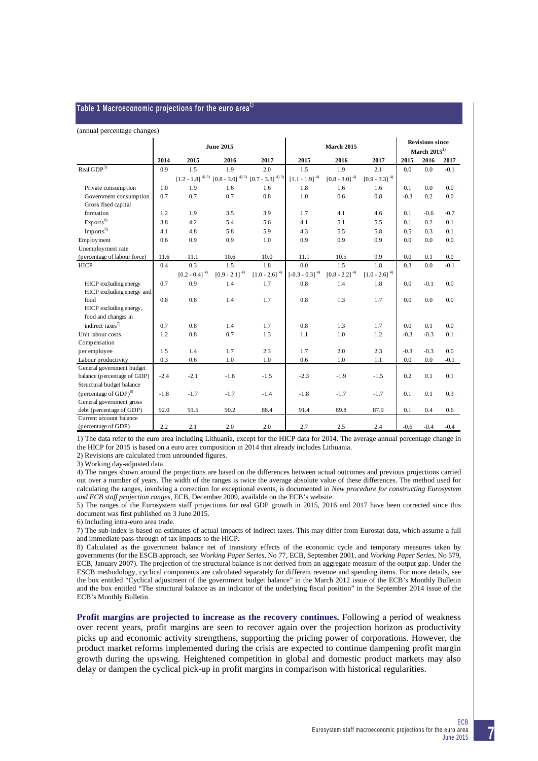## Table 1 Macroeconomic projections for the euro area[1)]

(annual percentage changes)

| | June 2015 | | | | March 2015 | | | Revisions since March 2015[2)] | | |
|---|---|---|---|---|---|---|---|---|---|---|
| | 2014 | 2015 | 2016 | 2017 | 2015 | 2016 | 2017 | 2015 | 2016 | 2017 |
| Real GDP[3)] | 0.9 | 1.5 | 1.9 | 2.0 | 1.5 | 1.9 | 2.1 | 0.0 | 0.0 | -0.1 |
| | | [1.2 - 1.8] [4) 5)] | [0.8 - 3.0] [4) 5)] | [0.7 - 3.3] [4) 5)] | [1.1 - 1.9] [4)] | [0.8 - 3.0] [4)] | [0.9 - 3.3] [4)] | | | |
| Private consumption | 1.0 | 1.9 | 1.6 | 1.6 | 1.8 | 1.6 | 1.6 | 0.1 | 0.0 | 0.0 |
| Government consumption | 0.7 | 0.7 | 0.7 | 0.8 | 1.0 | 0.6 | 0.8 | -0.3 | 0.2 | 0.0 |
| Gross fixed capital formation | 1.2 | 1.9 | 3.5 | 3.9 | 1.7 | 4.1 | 4.6 | 0.1 | -0.6 | -0.7 |
| Exports[6)] | 3.8 | 4.2 | 5.4 | 5.6 | 4.1 | 5.1 | 5.5 | 0.1 | 0.2 | 0.1 |
| Imports[6)] | 4.1 | 4.8 | 5.8 | 5.9 | 4.3 | 5.5 | 5.8 | 0.5 | 0.3 | 0.1 |
| Employment | 0.6 | 0.9 | 0.9 | 1.0 | 0.9 | 0.9 | 0.9 | 0.0 | 0.0 | 0.0 |
| Unemployment rate (percentage of labour force) | 11.6 | 11.1 | 10.6 | 10.0 | 11.1 | 10.5 | 9.9 | 0.0 | 0.1 | 0.0 |
| HICP | 0.4 | 0.3 | 1.5 | 1.8 | 0.0 | 1.5 | 1.8 | 0.3 | 0.0 | -0.1 |
| | | [0.2 - 0.4] [4)] | [0.9 - 2.1] [4)] | [1.0 - 2.6] [4)] | [-0.3 - 0.3] [4)] | [0.8 - 2.2] [4)] | [1.0 - 2.6] [4)] | | | |
| HICP excluding energy | 0.7 | 0.9 | 1.4 | 1.7 | 0.8 | 1.4 | 1.8 | 0.0 | -0.1 | 0.0 |
| HICP excluding energy and food | 0.8 | 0.8 | 1.4 | 1.7 | 0.8 | 1.3 | 1.7 | 0.0 | 0.0 | 0.0 |
| HICP excluding energy, food and changes in indirect taxes[7)] | 0.7 | 0.8 | 1.4 | 1.7 | 0.8 | 1.3 | 1.7 | 0.0 | 0.1 | 0.0 |
| Unit labour costs | 1.2 | 0.8 | 0.7 | 1.3 | 1.1 | 1.0 | 1.2 | -0.3 | -0.3 | 0.1 |
| Compensation per employee | 1.5 | 1.4 | 1.7 | 2.3 | 1.7 | 2.0 | 2.3 | -0.3 | -0.3 | 0.0 |
| Labour productivity | 0.3 | 0.6 | 1.0 | 1.0 | 0.6 | 1.0 | 1.1 | 0.0 | 0.0 | -0.1 |
| General government budget balance (percentage of GDP) | -2.4 | -2.1 | -1.8 | -1.5 | -2.3 | -1.9 | -1.5 | 0.2 | 0.1 | 0.1 |
| Structural budget balance (percentage of GDP)[8)] | -1.8 | -1.7 | -1.7 | -1.4 | -1.8 | -1.7 | -1.7 | 0.1 | 0.1 | 0.3 |
| General government gross debt (percentage of GDP) | 92.0 | 91.5 | 90.2 | 88.4 | 91.4 | 89.8 | 87.9 | 0.1 | 0.4 | 0.6 |
| Current account balance (percentage of GDP) | 2.2 | 2.1 | 2.0 | 2.0 | 2.7 | 2.5 | 2.4 | -0.6 | -0.4 | -0.4 |

1) The data refer to the euro area including Lithuania, except for the HICP data for 2014. The average annual percentage change in the HICP for 2015 is based on a euro area composition in 2014 that already includes Lithuania.

2) Revisions are calculated from unrounded figures.

3) Working day-adjusted data.

4) The ranges shown around the projections are based on the differences between actual outcomes and previous projections carried out over a number of years. The width of the ranges is twice the average absolute value of these differences. The method used for calculating the ranges, involving a correction for exceptional events, is documented in *New procedure for constructing Eurosystem and ECB staff projection ranges*, ECB, December 2009, available on the ECB's website.

5) The ranges of the Eurosystem staff projections for real GDP growth in 2015, 2016 and 2017 have been corrected since this document was first published on 3 June 2015.

6) Including intra-euro area trade.

7) The sub-index is based on estimates of actual impacts of indirect taxes. This may differ from Eurostat data, which assume a full and immediate pass-through of tax impacts to the HICP.

8) Calculated as the government balance net of transitory effects of the economic cycle and temporary measures taken by governments (for the ESCB approach, see *Working Paper Series*, No 77, ECB, September 2001, and *Working Paper Series*, No 579, ECB, January 2007). The projection of the structural balance is not derived from an aggregate measure of the output gap. Under the ESCB methodology, cyclical components are calculated separately for different revenue and spending items. For more details, see the box entitled "Cyclical adjustment of the government budget balance" in the March 2012 issue of the ECB's Monthly Bulletin and the box entitled "The structural balance as an indicator of the underlying fiscal position" in the September 2014 issue of the ECB's Monthly Bulletin.

**Profit margins are projected to increase as the recovery continues.** Following a period of weakness over recent years, profit margins are seen to recover again over the projection horizon as productivity picks up and economic activity strengthens, supporting the pricing power of corporations. However, the product market reforms implemented during the crisis are expected to continue dampening profit margin growth during the upswing. Heightened competition in global and domestic product markets may also delay or dampen the cyclical pick-up in profit margins in comparison with historical regularities.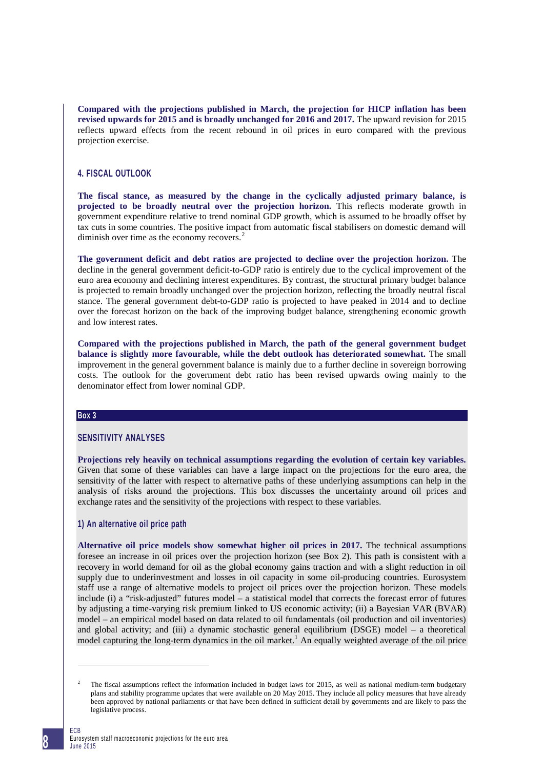**Compared with the projections published in March, the projection for HICP inflation has been revised upwards for 2015 and is broadly unchanged for 2016 and 2017.** The upward revision for 2015 reflects upward effects from the recent rebound in oil prices in euro compared with the previous projection exercise.

## 4. FISCAL OUTLOOK

**The fiscal stance, as measured by the change in the cyclically adjusted primary balance, is projected to be broadly neutral over the projection horizon.** This reflects moderate growth in government expenditure relative to trend nominal GDP growth, which is assumed to be broadly offset by tax cuts in some countries. The positive impact from automatic fiscal stabilisers on domestic demand will diminish over time as the economy recovers.[2]

**The government deficit and debt ratios are projected to decline over the projection horizon.** The decline in the general government deficit-to-GDP ratio is entirely due to the cyclical improvement of the euro area economy and declining interest expenditures. By contrast, the structural primary budget balance is projected to remain broadly unchanged over the projection horizon, reflecting the broadly neutral fiscal stance. The general government debt-to-GDP ratio is projected to have peaked in 2014 and to decline over the forecast horizon on the back of the improving budget balance, strengthening economic growth and low interest rates.

**Compared with the projections published in March, the path of the general government budget balance is slightly more favourable, while the debt outlook has deteriorated somewhat.** The small improvement in the general government balance is mainly due to a further decline in sovereign borrowing costs. The outlook for the government debt ratio has been revised upwards owing mainly to the denominator effect from lower nominal GDP.

**Box 3**

## SENSITIVITY ANALYSES

**Projections rely heavily on technical assumptions regarding the evolution of certain key variables.** Given that some of these variables can have a large impact on the projections for the euro area, the sensitivity of the latter with respect to alternative paths of these underlying assumptions can help in the analysis of risks around the projections. This box discusses the uncertainty around oil prices and exchange rates and the sensitivity of the projections with respect to these variables.

### 1) An alternative oil price path

**Alternative oil price models show somewhat higher oil prices in 2017.** The technical assumptions foresee an increase in oil prices over the projection horizon (see Box 2). This path is consistent with a recovery in world demand for oil as the global economy gains traction and with a slight reduction in oil supply due to underinvestment and losses in oil capacity in some oil-producing countries. Eurosystem staff use a range of alternative models to project oil prices over the projection horizon. These models include (i) a "risk-adjusted" futures model – a statistical model that corrects the forecast error of futures by adjusting a time-varying risk premium linked to US economic activity; (ii) a Bayesian VAR (BVAR) model – an empirical model based on data related to oil fundamentals (oil production and oil inventories) and global activity; and (iii) a dynamic stochastic general equilibrium (DSGE) model – a theoretical model capturing the long-term dynamics in the oil market.[1] An equally weighted average of the oil price

---

[2] The fiscal assumptions reflect the information included in budget laws for 2015, as well as national medium-term budgetary plans and stability programme updates that were available on 20 May 2015. They include all policy measures that have already been approved by national parliaments or that have been defined in sufficient detail by governments and are likely to pass the legislative process.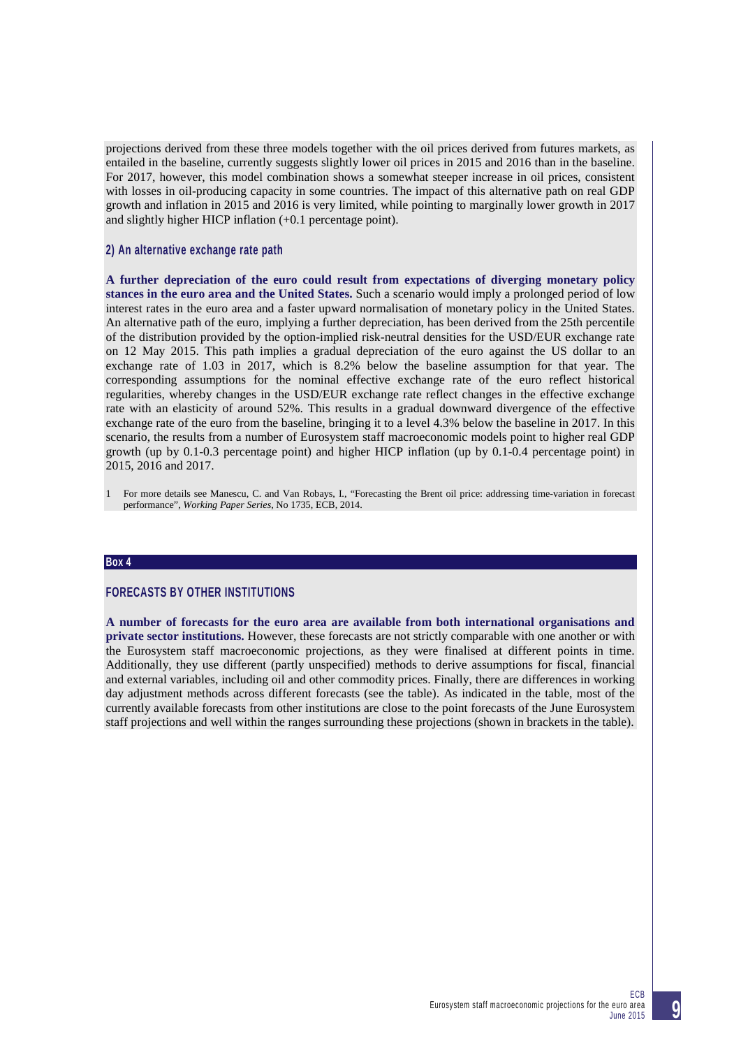projections derived from these three models together with the oil prices derived from futures markets, as entailed in the baseline, currently suggests slightly lower oil prices in 2015 and 2016 than in the baseline. For 2017, however, this model combination shows a somewhat steeper increase in oil prices, consistent with losses in oil-producing capacity in some countries. The impact of this alternative path on real GDP growth and inflation in 2015 and 2016 is very limited, while pointing to marginally lower growth in 2017 and slightly higher HICP inflation (+0.1 percentage point).

### 2) An alternative exchange rate path

**A further depreciation of the euro could result from expectations of diverging monetary policy stances in the euro area and the United States.** Such a scenario would imply a prolonged period of low interest rates in the euro area and a faster upward normalisation of monetary policy in the United States. An alternative path of the euro, implying a further depreciation, has been derived from the 25th percentile of the distribution provided by the option-implied risk-neutral densities for the USD/EUR exchange rate on 12 May 2015. This path implies a gradual depreciation of the euro against the US dollar to an exchange rate of 1.03 in 2017, which is 8.2% below the baseline assumption for that year. The corresponding assumptions for the nominal effective exchange rate of the euro reflect historical regularities, whereby changes in the USD/EUR exchange rate reflect changes in the effective exchange rate with an elasticity of around 52%. This results in a gradual downward divergence of the effective exchange rate of the euro from the baseline, bringing it to a level 4.3% below the baseline in 2017. In this scenario, the results from a number of Eurosystem staff macroeconomic models point to higher real GDP growth (up by 0.1-0.3 percentage point) and higher HICP inflation (up by 0.1-0.4 percentage point) in 2015, 2016 and 2017.

1 For more details see Manescu, C. and Van Robays, I., "Forecasting the Brent oil price: addressing time-variation in forecast performance", *Working Paper Series*, No 1735, ECB, 2014.

## Box 4

### FORECASTS BY OTHER INSTITUTIONS

**A number of forecasts for the euro area are available from both international organisations and private sector institutions.** However, these forecasts are not strictly comparable with one another or with the Eurosystem staff macroeconomic projections, as they were finalised at different points in time. Additionally, they use different (partly unspecified) methods to derive assumptions for fiscal, financial and external variables, including oil and other commodity prices. Finally, there are differences in working day adjustment methods across different forecasts (see the table). As indicated in the table, most of the currently available forecasts from other institutions are close to the point forecasts of the June Eurosystem staff projections and well within the ranges surrounding these projections (shown in brackets in the table).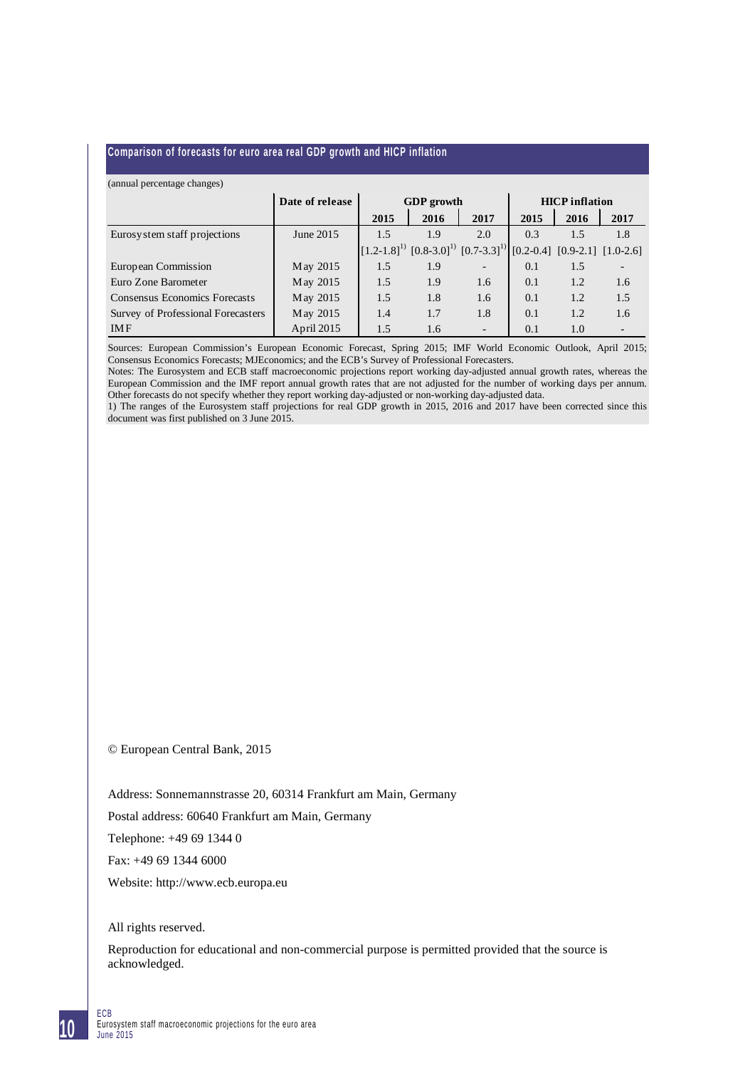### Comparison of forecasts for euro area real GDP growth and HICP inflation

(annual percentage changes)

| | Date of release | GDP growth | | | HICP inflation | | |
|---|---|---|---|---|---|---|---|
| | | 2015 | 2016 | 2017 | 2015 | 2016 | 2017 |
| Eurosystem staff projections | June 2015 | 1.5 | 1.9 | 2.0 | 0.3 | 1.5 | 1.8 |
| | | [1.2-1.8][1)] | [0.8-3.0][1)] | [0.7-3.3][1)] | [0.2-0.4] | [0.9-2.1] | [1.0-2.6] |
| European Commission | May 2015 | 1.5 | 1.9 | - | 0.1 | 1.5 | - |
| Euro Zone Barometer | May 2015 | 1.5 | 1.9 | 1.6 | 0.1 | 1.2 | 1.6 |
| Consensus Economics Forecasts | May 2015 | 1.5 | 1.8 | 1.6 | 0.1 | 1.2 | 1.5 |
| Survey of Professional Forecasters | May 2015 | 1.4 | 1.7 | 1.8 | 0.1 | 1.2 | 1.6 |
| IMF | April 2015 | 1.5 | 1.6 | - | 0.1 | 1.0 | - |

Sources: European Commission's European Economic Forecast, Spring 2015; IMF World Economic Outlook, April 2015; Consensus Economics Forecasts; MJEconomics; and the ECB's Survey of Professional Forecasters.

Notes: The Eurosystem and ECB staff macroeconomic projections report working day-adjusted annual growth rates, whereas the European Commission and the IMF report annual growth rates that are not adjusted for the number of working days per annum. Other forecasts do not specify whether they report working day-adjusted or non-working day-adjusted data.

1) The ranges of the Eurosystem staff projections for real GDP growth in 2015, 2016 and 2017 have been corrected since this document was first published on 3 June 2015.

© European Central Bank, 2015

Address: Sonnemannstrasse 20, 60314 Frankfurt am Main, Germany

Postal address: 60640 Frankfurt am Main, Germany

Telephone: +49 69 1344 0

Fax: +49 69 1344 6000

Website: http://www.ecb.europa.eu

All rights reserved.

Reproduction for educational and non-commercial purpose is permitted provided that the source is acknowledged.